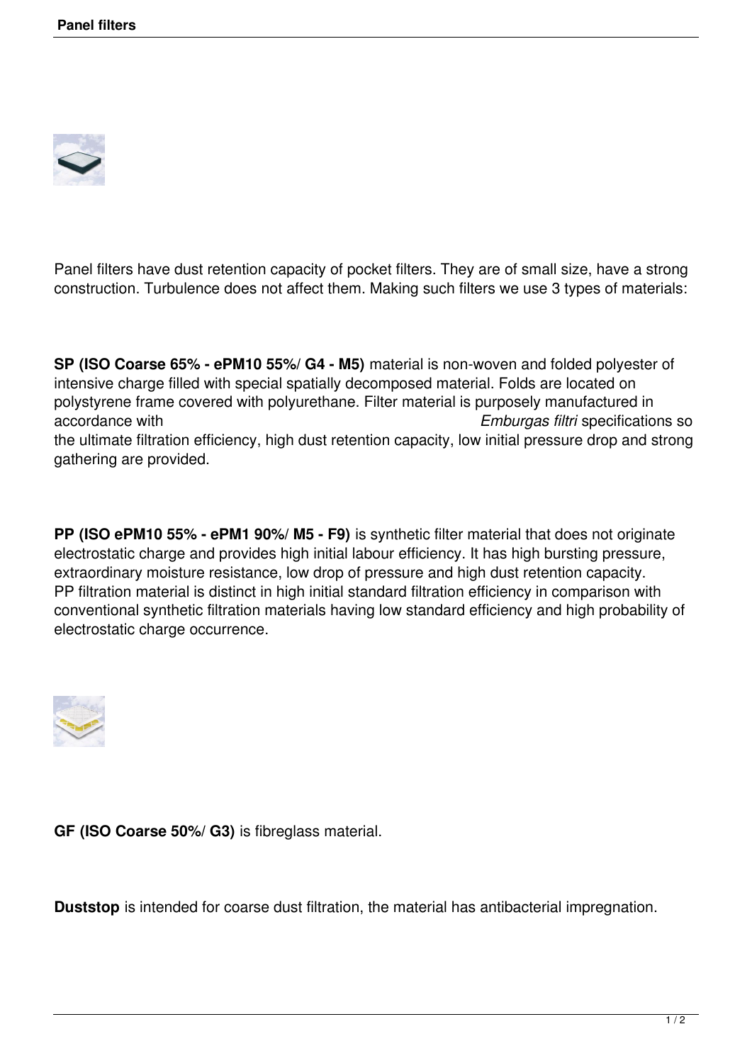# Panel filters

Panel filters have dust retention capacity of pocket filters. They are of small size, have a strong construction. Turbulence does not affect them. Making such filters we use 3 types of materials:

**SP (ISO Coarse 65% - ePM10 55%/ G4 - M5)** material is non-woven and folded polyester of intensive charge filled with special spatially decomposed material. Folds are located on polystyrene frame covered with polyurethane. Filter material is purposely manufactured in accordance with *Emburgas filtri* specifications so the ultimate filtration efficiency, high dust retention capacity, low initial pressure drop and strong gathering are provided.

**PP (ISO ePM10 55% - ePM1 90%/ M5 - F9)** is synthetic filter material that does not originate electrostatic charge and provides high initial labour efficiency. It has high bursting pressure, extraordinary moisture resistance, low drop of pressure and high dust retention capacity. PP filtration material is distinct in high initial standard filtration efficiency in comparison with conventional synthetic filtration materials having low standard efficiency and high probability of electrostatic charge occurrence.

**GF (ISO Coarse 50%/ G3)** is fibreglass material.

**Duststop** is intended for coarse dust filtration, the material has antibacterial impregnation.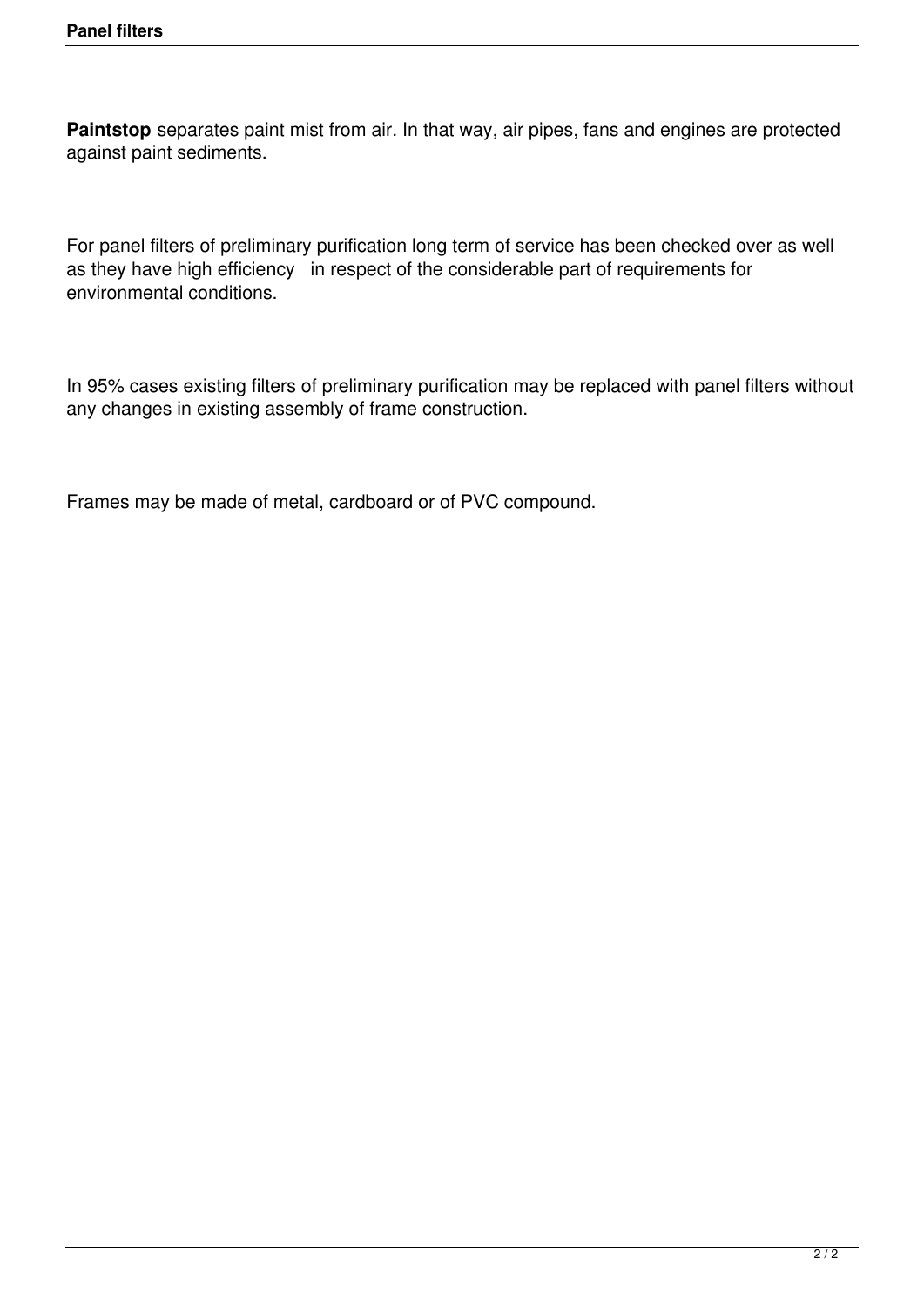**Paintstop** separates paint mist from air. In that way, air pipes, fans and engines are protected against paint sediments.

For panel filters of preliminary purification long term of service has been checked over as well as they have high efficiency in respect of the considerable part of requirements for environmental conditions.

In 95% cases existing filters of preliminary purification may be replaced with panel filters without any changes in existing assembly of frame construction.

Frames may be made of metal, cardboard or of PVC compound.